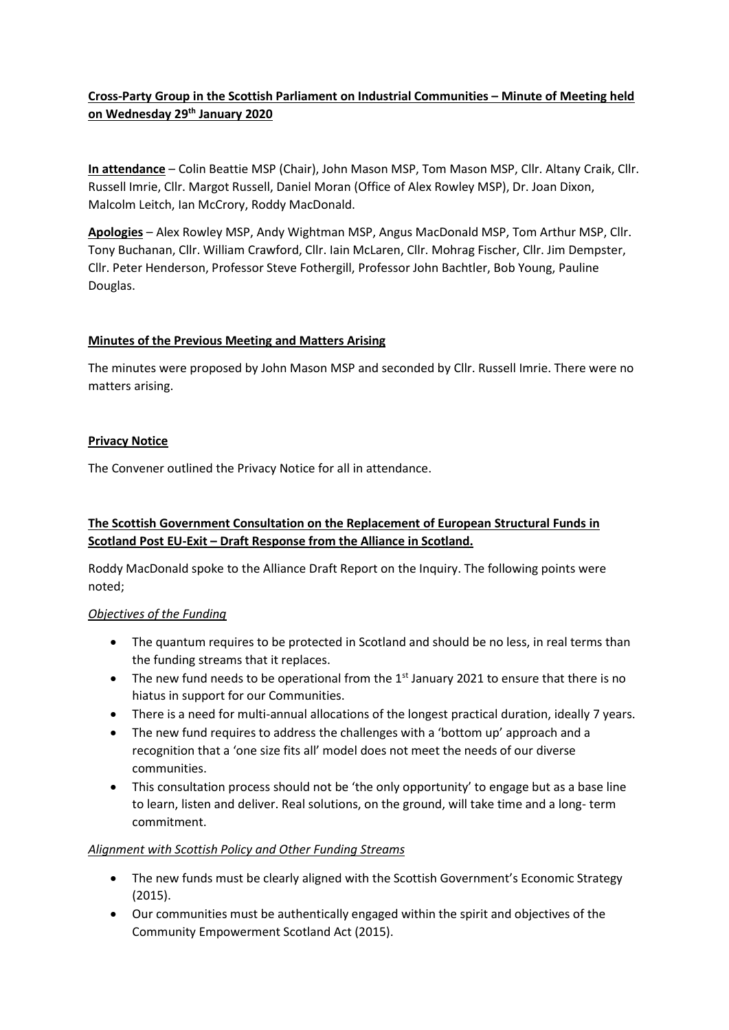**Cross-Party Group in the Scottish Parliament on Industrial Communities – Minute of Meeting held on Wednesday 29th January 2020**

**In attendance** – Colin Beattie MSP (Chair), John Mason MSP, Tom Mason MSP, Cllr. Altany Craik, Cllr. Russell Imrie, Cllr. Margot Russell, Daniel Moran (Office of Alex Rowley MSP), Dr. Joan Dixon, Malcolm Leitch, Ian McCrory, Roddy MacDonald.

**Apologies** – Alex Rowley MSP, Andy Wightman MSP, Angus MacDonald MSP, Tom Arthur MSP, Cllr. Tony Buchanan, Cllr. William Crawford, Cllr. Iain McLaren, Cllr. Mohrag Fischer, Cllr. Jim Dempster, Cllr. Peter Henderson, Professor Steve Fothergill, Professor John Bachtler, Bob Young, Pauline Douglas.

**Minutes of the Previous Meeting and Matters Arising**

The minutes were proposed by John Mason MSP and seconded by Cllr. Russell Imrie. There were no matters arising.

**Privacy Notice**

The Convener outlined the Privacy Notice for all in attendance.

**The Scottish Government Consultation on the Replacement of European Structural Funds in Scotland Post EU-Exit – Draft Response from the Alliance in Scotland.**

Roddy MacDonald spoke to the Alliance Draft Report on the Inquiry. The following points were noted;

*Objectives of the Funding*

- The quantum requires to be protected in Scotland and should be no less, in real terms than the funding streams that it replaces.
- The new fund needs to be operational from the 1st January 2021 to ensure that there is no hiatus in support for our Communities.
- There is a need for multi-annual allocations of the longest practical duration, ideally 7 years.
- The new fund requires to address the challenges with a 'bottom up' approach and a recognition that a 'one size fits all' model does not meet the needs of our diverse communities.
- This consultation process should not be 'the only opportunity' to engage but as a base line to learn, listen and deliver. Real solutions, on the ground, will take time and a long- term commitment.

*Alignment with Scottish Policy and Other Funding Streams*

- The new funds must be clearly aligned with the Scottish Government's Economic Strategy (2015).
- Our communities must be authentically engaged within the spirit and objectives of the Community Empowerment Scotland Act (2015).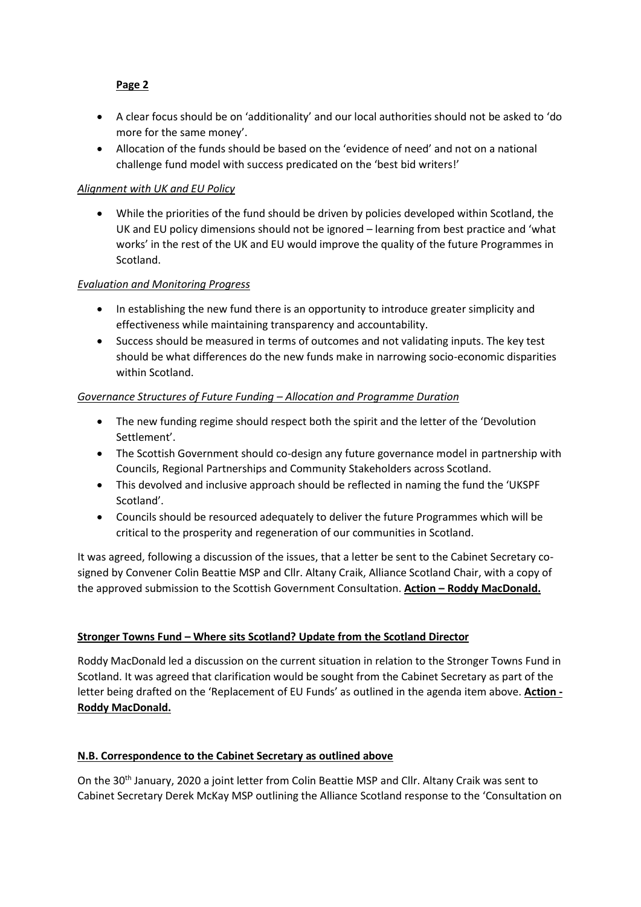**Page 2**

- A clear focus should be on 'additionality' and our local authorities should not be asked to 'do more for the same money'.
- Allocation of the funds should be based on the 'evidence of need' and not on a national challenge fund model with success predicated on the 'best bid writers!'

*Alignment with UK and EU Policy*

- While the priorities of the fund should be driven by policies developed within Scotland, the UK and EU policy dimensions should not be ignored – learning from best practice and 'what works' in the rest of the UK and EU would improve the quality of the future Programmes in Scotland.

*Evaluation and Monitoring Progress*

- In establishing the new fund there is an opportunity to introduce greater simplicity and effectiveness while maintaining transparency and accountability.
- Success should be measured in terms of outcomes and not validating inputs. The key test should be what differences do the new funds make in narrowing socio-economic disparities within Scotland.

*Governance Structures of Future Funding – Allocation and Programme Duration*

- The new funding regime should respect both the spirit and the letter of the 'Devolution Settlement'.
- The Scottish Government should co-design any future governance model in partnership with Councils, Regional Partnerships and Community Stakeholders across Scotland.
- This devolved and inclusive approach should be reflected in naming the fund the 'UKSPF Scotland'.
- Councils should be resourced adequately to deliver the future Programmes which will be critical to the prosperity and regeneration of our communities in Scotland.

It was agreed, following a discussion of the issues, that a letter be sent to the Cabinet Secretary co-signed by Convener Colin Beattie MSP and Cllr. Altany Craik, Alliance Scotland Chair, with a copy of the approved submission to the Scottish Government Consultation. **Action – Roddy MacDonald.**

**Stronger Towns Fund – Where sits Scotland? Update from the Scotland Director**

Roddy MacDonald led a discussion on the current situation in relation to the Stronger Towns Fund in Scotland. It was agreed that clarification would be sought from the Cabinet Secretary as part of the letter being drafted on the 'Replacement of EU Funds' as outlined in the agenda item above. **Action - Roddy MacDonald.**

**N.B. Correspondence to the Cabinet Secretary as outlined above**

On the 30th January, 2020 a joint letter from Colin Beattie MSP and Cllr. Altany Craik was sent to Cabinet Secretary Derek McKay MSP outlining the Alliance Scotland response to the 'Consultation on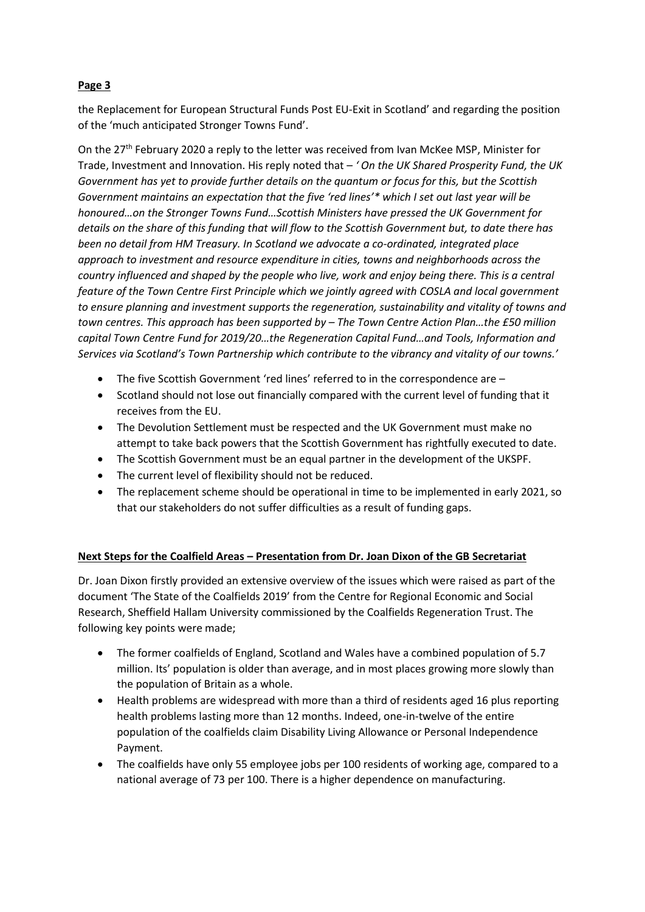**Page 3**

the Replacement for European Structural Funds Post EU-Exit in Scotland' and regarding the position of the 'much anticipated Stronger Towns Fund'.

On the 27th February 2020 a reply to the letter was received from Ivan McKee MSP, Minister for Trade, Investment and Innovation. His reply noted that – *' On the UK Shared Prosperity Fund, the UK Government has yet to provide further details on the quantum or focus for this, but the Scottish Government maintains an expectation that the five 'red lines'* which I set out last year will be honoured…on the Stronger Towns Fund…Scottish Ministers have pressed the UK Government for details on the share of this funding that will flow to the Scottish Government but, to date there has been no detail from HM Treasury. In Scotland we advocate a co-ordinated, integrated place approach to investment and resource expenditure in cities, towns and neighborhoods across the country influenced and shaped by the people who live, work and enjoy being there. This is a central feature of the Town Centre First Principle which we jointly agreed with COSLA and local government to ensure planning and investment supports the regeneration, sustainability and vitality of towns and town centres. This approach has been supported by – The Town Centre Action Plan…the £50 million capital Town Centre Fund for 2019/20…the Regeneration Capital Fund…and Tools, Information and Services via Scotland's Town Partnership which contribute to the vibrancy and vitality of our towns.'*

- The five Scottish Government 'red lines' referred to in the correspondence are –
- Scotland should not lose out financially compared with the current level of funding that it receives from the EU.
- The Devolution Settlement must be respected and the UK Government must make no attempt to take back powers that the Scottish Government has rightfully executed to date.
- The Scottish Government must be an equal partner in the development of the UKSPF.
- The current level of flexibility should not be reduced.
- The replacement scheme should be operational in time to be implemented in early 2021, so that our stakeholders do not suffer difficulties as a result of funding gaps.

**Next Steps for the Coalfield Areas – Presentation from Dr. Joan Dixon of the GB Secretariat**

Dr. Joan Dixon firstly provided an extensive overview of the issues which were raised as part of the document 'The State of the Coalfields 2019' from the Centre for Regional Economic and Social Research, Sheffield Hallam University commissioned by the Coalfields Regeneration Trust. The following key points were made;

- The former coalfields of England, Scotland and Wales have a combined population of 5.7 million. Its' population is older than average, and in most places growing more slowly than the population of Britain as a whole.
- Health problems are widespread with more than a third of residents aged 16 plus reporting health problems lasting more than 12 months. Indeed, one-in-twelve of the entire population of the coalfields claim Disability Living Allowance or Personal Independence Payment.
- The coalfields have only 55 employee jobs per 100 residents of working age, compared to a national average of 73 per 100. There is a higher dependence on manufacturing.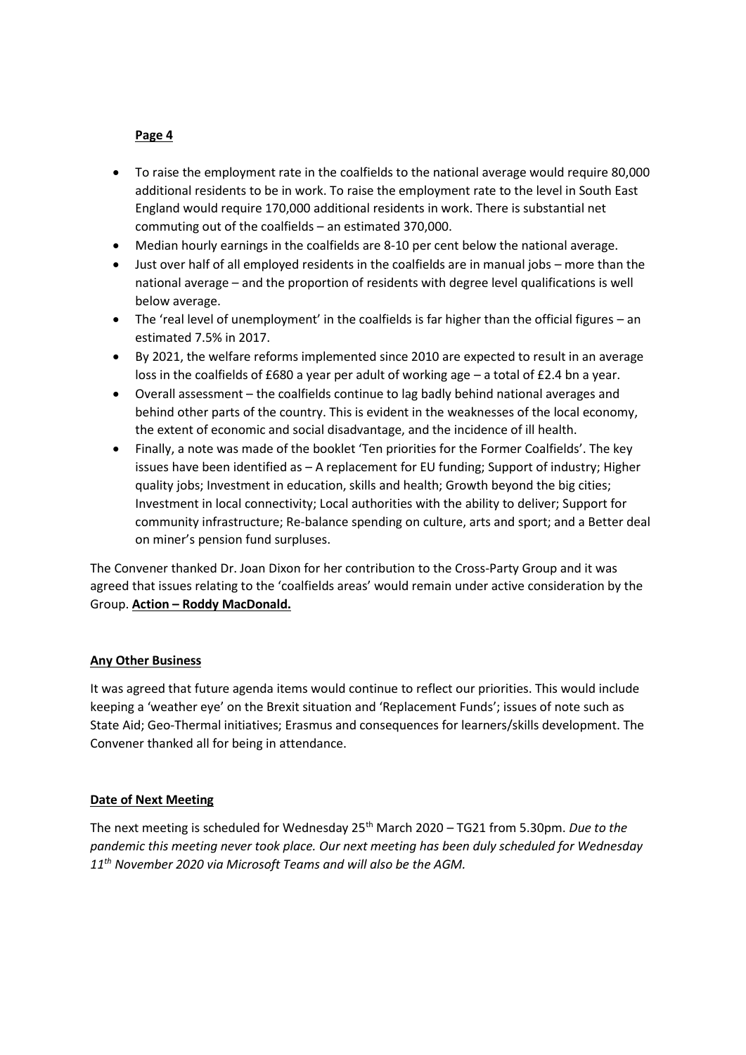- To raise the employment rate in the coalfields to the national average would require 80,000 additional residents to be in work. To raise the employment rate to the level in South East England would require 170,000 additional residents in work. There is substantial net commuting out of the coalfields – an estimated 370,000.
- Median hourly earnings in the coalfields are 8-10 per cent below the national average.
- Just over half of all employed residents in the coalfields are in manual jobs – more than the national average – and the proportion of residents with degree level qualifications is well below average.
- The 'real level of unemployment' in the coalfields is far higher than the official figures – an estimated 7.5% in 2017.
- By 2021, the welfare reforms implemented since 2010 are expected to result in an average loss in the coalfields of £680 a year per adult of working age – a total of £2.4 bn a year.
- Overall assessment – the coalfields continue to lag badly behind national averages and behind other parts of the country. This is evident in the weaknesses of the local economy, the extent of economic and social disadvantage, and the incidence of ill health.
- Finally, a note was made of the booklet 'Ten priorities for the Former Coalfields'. The key issues have been identified as – A replacement for EU funding; Support of industry; Higher quality jobs; Investment in education, skills and health; Growth beyond the big cities; Investment in local connectivity; Local authorities with the ability to deliver; Support for community infrastructure; Re-balance spending on culture, arts and sport; and a Better deal on miner's pension fund surpluses.

The Convener thanked Dr. Joan Dixon for her contribution to the Cross-Party Group and it was agreed that issues relating to the 'coalfields areas' would remain under active consideration by the Group. **Action – Roddy MacDonald.**

**Any Other Business**

It was agreed that future agenda items would continue to reflect our priorities. This would include keeping a 'weather eye' on the Brexit situation and 'Replacement Funds'; issues of note such as State Aid; Geo-Thermal initiatives; Erasmus and consequences for learners/skills development. The Convener thanked all for being in attendance.

**Date of Next Meeting**

The next meeting is scheduled for Wednesday 25th March 2020 – TG21 from 5.30pm. *Due to the pandemic this meeting never took place. Our next meeting has been duly scheduled for Wednesday 11th November 2020 via Microsoft Teams and will also be the AGM.*